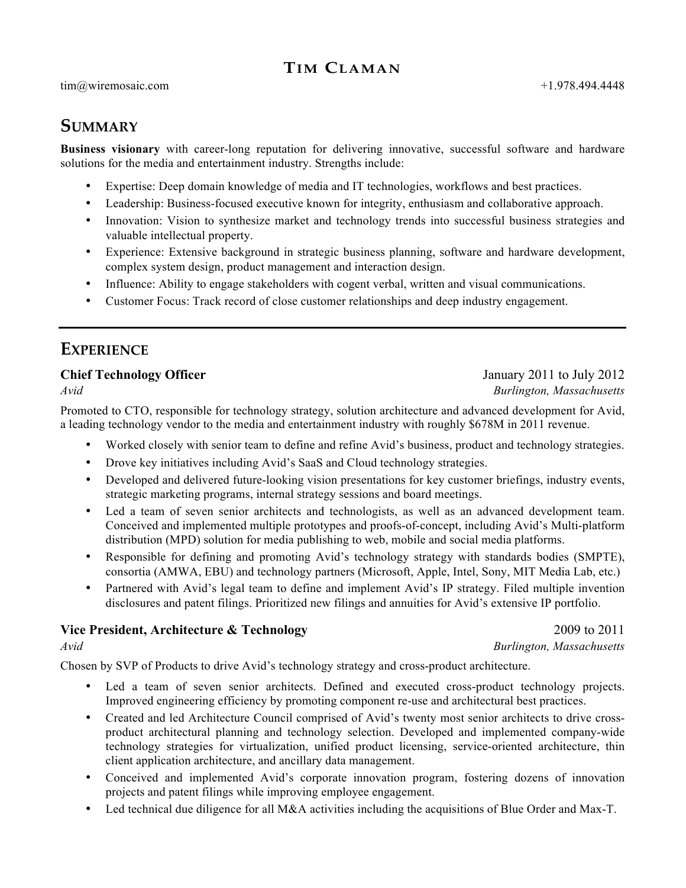# Tim Claman

tim@wiremosaic.com +1.978.494.4448

## Summary

**Business visionary** with career-long reputation for delivering innovative, successful software and hardware solutions for the media and entertainment industry. Strengths include:

- Expertise: Deep domain knowledge of media and IT technologies, workflows and best practices.
- Leadership: Business-focused executive known for integrity, enthusiasm and collaborative approach.
- Innovation: Vision to synthesize market and technology trends into successful business strategies and valuable intellectual property.
- Experience: Extensive background in strategic business planning, software and hardware development, complex system design, product management and interaction design.
- Influence: Ability to engage stakeholders with cogent verbal, written and visual communications.
- Customer Focus: Track record of close customer relationships and deep industry engagement.

---

## Experience

### Chief Technology Officer — January 2011 to July 2012

*Avid* — *Burlington, Massachusetts*

Promoted to CTO, responsible for technology strategy, solution architecture and advanced development for Avid, a leading technology vendor to the media and entertainment industry with roughly $678M in 2011 revenue.

- Worked closely with senior team to define and refine Avid's business, product and technology strategies.
- Drove key initiatives including Avid's SaaS and Cloud technology strategies.
- Developed and delivered future-looking vision presentations for key customer briefings, industry events, strategic marketing programs, internal strategy sessions and board meetings.
- Led a team of seven senior architects and technologists, as well as an advanced development team. Conceived and implemented multiple prototypes and proofs-of-concept, including Avid's Multi-platform distribution (MPD) solution for media publishing to web, mobile and social media platforms.
- Responsible for defining and promoting Avid's technology strategy with standards bodies (SMPTE), consortia (AMWA, EBU) and technology partners (Microsoft, Apple, Intel, Sony, MIT Media Lab, etc.)
- Partnered with Avid's legal team to define and implement Avid's IP strategy. Filed multiple invention disclosures and patent filings. Prioritized new filings and annuities for Avid's extensive IP portfolio.

### Vice President, Architecture & Technology — 2009 to 2011

*Avid* — *Burlington, Massachusetts*

Chosen by SVP of Products to drive Avid's technology strategy and cross-product architecture.

- Led a team of seven senior architects. Defined and executed cross-product technology projects. Improved engineering efficiency by promoting component re-use and architectural best practices.
- Created and led Architecture Council comprised of Avid's twenty most senior architects to drive cross-product architectural planning and technology selection. Developed and implemented company-wide technology strategies for virtualization, unified product licensing, service-oriented architecture, thin client application architecture, and ancillary data management.
- Conceived and implemented Avid's corporate innovation program, fostering dozens of innovation projects and patent filings while improving employee engagement.
- Led technical due diligence for all M&A activities including the acquisitions of Blue Order and Max-T.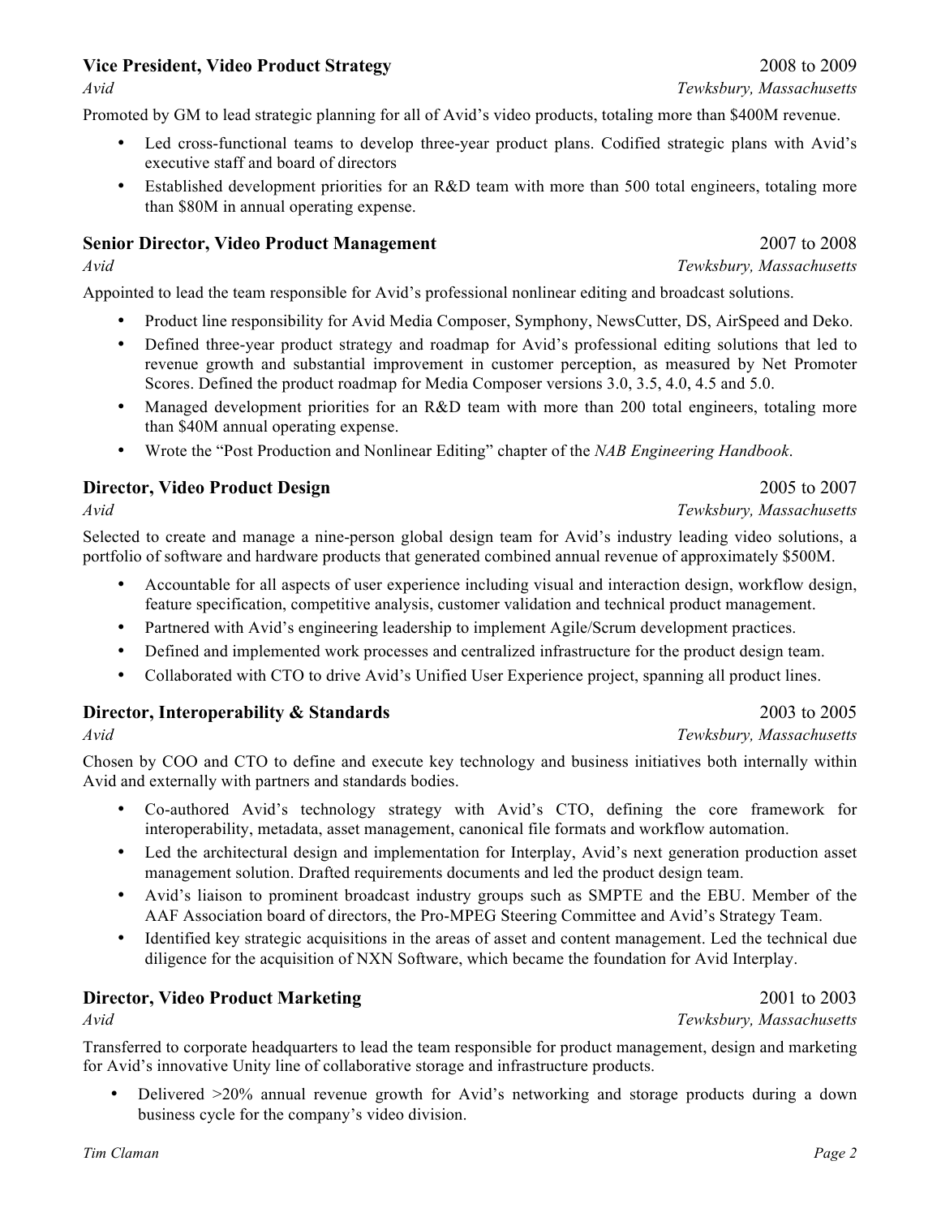### Vice President, Video Product Strategy — 2008 to 2009
*Avid* — *Tewksbury, Massachusetts*

Promoted by GM to lead strategic planning for all of Avid's video products, totaling more than $400M revenue.

- Led cross-functional teams to develop three-year product plans. Codified strategic plans with Avid's executive staff and board of directors
- Established development priorities for an R&D team with more than 500 total engineers, totaling more than $80M in annual operating expense.

### Senior Director, Video Product Management — 2007 to 2008
*Avid* — *Tewksbury, Massachusetts*

Appointed to lead the team responsible for Avid's professional nonlinear editing and broadcast solutions.

- Product line responsibility for Avid Media Composer, Symphony, NewsCutter, DS, AirSpeed and Deko.
- Defined three-year product strategy and roadmap for Avid's professional editing solutions that led to revenue growth and substantial improvement in customer perception, as measured by Net Promoter Scores. Defined the product roadmap for Media Composer versions 3.0, 3.5, 4.0, 4.5 and 5.0.
- Managed development priorities for an R&D team with more than 200 total engineers, totaling more than $40M annual operating expense.
- Wrote the "Post Production and Nonlinear Editing" chapter of the *NAB Engineering Handbook*.

### Director, Video Product Design — 2005 to 2007
*Avid* — *Tewksbury, Massachusetts*

Selected to create and manage a nine-person global design team for Avid's industry leading video solutions, a portfolio of software and hardware products that generated combined annual revenue of approximately $500M.

- Accountable for all aspects of user experience including visual and interaction design, workflow design, feature specification, competitive analysis, customer validation and technical product management.
- Partnered with Avid's engineering leadership to implement Agile/Scrum development practices.
- Defined and implemented work processes and centralized infrastructure for the product design team.
- Collaborated with CTO to drive Avid's Unified User Experience project, spanning all product lines.

### Director, Interoperability & Standards — 2003 to 2005
*Avid* — *Tewksbury, Massachusetts*

Chosen by COO and CTO to define and execute key technology and business initiatives both internally within Avid and externally with partners and standards bodies.

- Co-authored Avid's technology strategy with Avid's CTO, defining the core framework for interoperability, metadata, asset management, canonical file formats and workflow automation.
- Led the architectural design and implementation for Interplay, Avid's next generation production asset management solution. Drafted requirements documents and led the product design team.
- Avid's liaison to prominent broadcast industry groups such as SMPTE and the EBU. Member of the AAF Association board of directors, the Pro-MPEG Steering Committee and Avid's Strategy Team.
- Identified key strategic acquisitions in the areas of asset and content management. Led the technical due diligence for the acquisition of NXN Software, which became the foundation for Avid Interplay.

### Director, Video Product Marketing — 2001 to 2003
*Avid* — *Tewksbury, Massachusetts*

Transferred to corporate headquarters to lead the team responsible for product management, design and marketing for Avid's innovative Unity line of collaborative storage and infrastructure products.

- Delivered >20% annual revenue growth for Avid's networking and storage products during a down business cycle for the company's video division.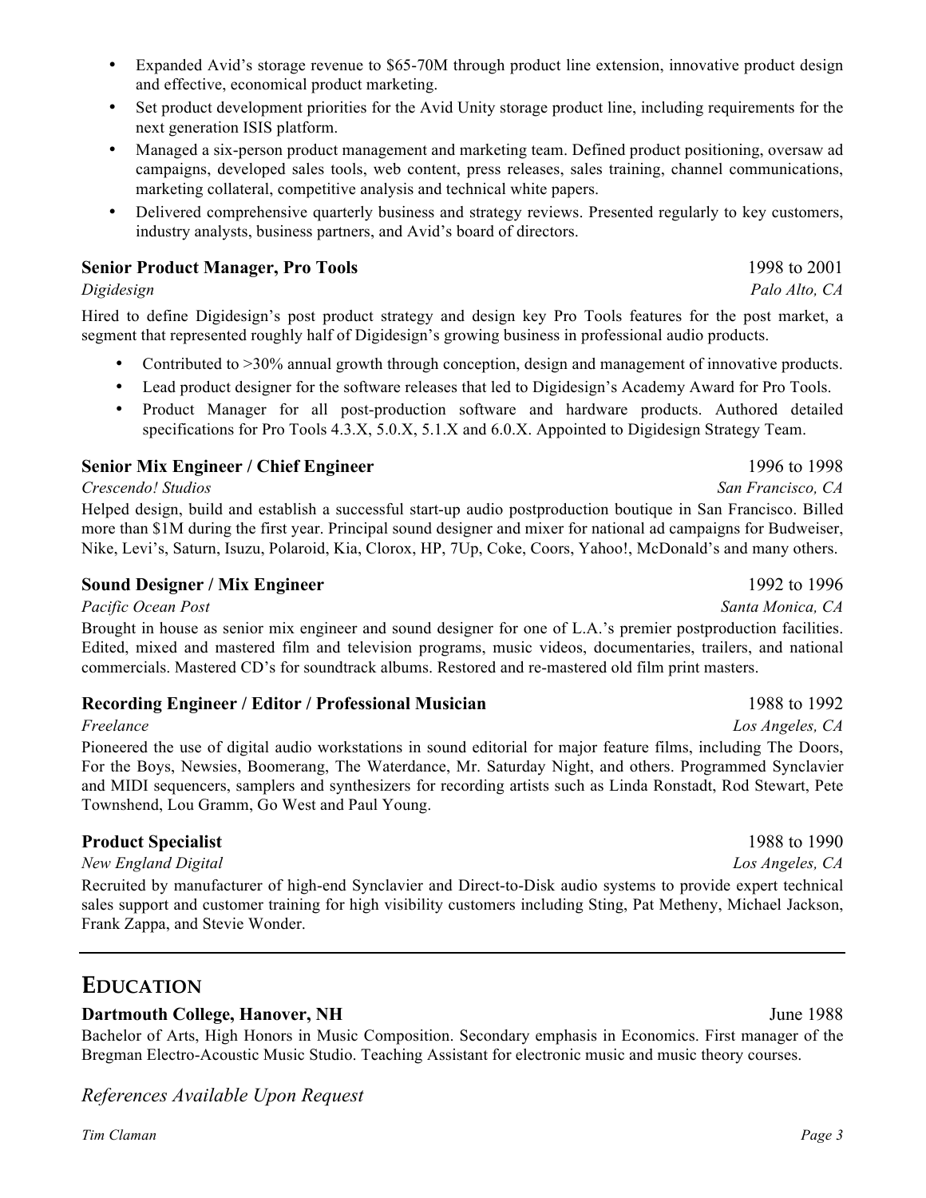- Expanded Avid's storage revenue to $65-70M through product line extension, innovative product design and effective, economical product marketing.
- Set product development priorities for the Avid Unity storage product line, including requirements for the next generation ISIS platform.
- Managed a six-person product management and marketing team. Defined product positioning, oversaw ad campaigns, developed sales tools, web content, press releases, sales training, channel communications, marketing collateral, competitive analysis and technical white papers.
- Delivered comprehensive quarterly business and strategy reviews. Presented regularly to key customers, industry analysts, business partners, and Avid's board of directors.

**Senior Product Manager, Pro Tools** 1998 to 2001

*Digidesign* *Palo Alto, CA*

Hired to define Digidesign's post product strategy and design key Pro Tools features for the post market, a segment that represented roughly half of Digidesign's growing business in professional audio products.

- Contributed to >30% annual growth through conception, design and management of innovative products.
- Lead product designer for the software releases that led to Digidesign's Academy Award for Pro Tools.
- Product Manager for all post-production software and hardware products. Authored detailed specifications for Pro Tools 4.3.X, 5.0.X, 5.1.X and 6.0.X. Appointed to Digidesign Strategy Team.

**Senior Mix Engineer / Chief Engineer** 1996 to 1998

*Crescendo! Studios* *San Francisco, CA*

Helped design, build and establish a successful start-up audio postproduction boutique in San Francisco. Billed more than $1M during the first year. Principal sound designer and mixer for national ad campaigns for Budweiser, Nike, Levi's, Saturn, Isuzu, Polaroid, Kia, Clorox, HP, 7Up, Coke, Coors, Yahoo!, McDonald's and many others.

**Sound Designer / Mix Engineer** 1992 to 1996

*Pacific Ocean Post* *Santa Monica, CA*

Brought in house as senior mix engineer and sound designer for one of L.A.'s premier postproduction facilities. Edited, mixed and mastered film and television programs, music videos, documentaries, trailers, and national commercials. Mastered CD's for soundtrack albums. Restored and re-mastered old film print masters.

**Recording Engineer / Editor / Professional Musician** 1988 to 1992

*Freelance* *Los Angeles, CA*

Pioneered the use of digital audio workstations in sound editorial for major feature films, including The Doors, For the Boys, Newsies, Boomerang, The Waterdance, Mr. Saturday Night, and others. Programmed Synclavier and MIDI sequencers, samplers and synthesizers for recording artists such as Linda Ronstadt, Rod Stewart, Pete Townshend, Lou Gramm, Go West and Paul Young.

**Product Specialist** 1988 to 1990

*New England Digital* *Los Angeles, CA*

Recruited by manufacturer of high-end Synclavier and Direct-to-Disk audio systems to provide expert technical sales support and customer training for high visibility customers including Sting, Pat Metheny, Michael Jackson, Frank Zappa, and Stevie Wonder.

---

## EDUCATION

**Dartmouth College, Hanover, NH** June 1988

Bachelor of Arts, High Honors in Music Composition. Secondary emphasis in Economics. First manager of the Bregman Electro-Acoustic Music Studio. Teaching Assistant for electronic music and music theory courses.

*References Available Upon Request*